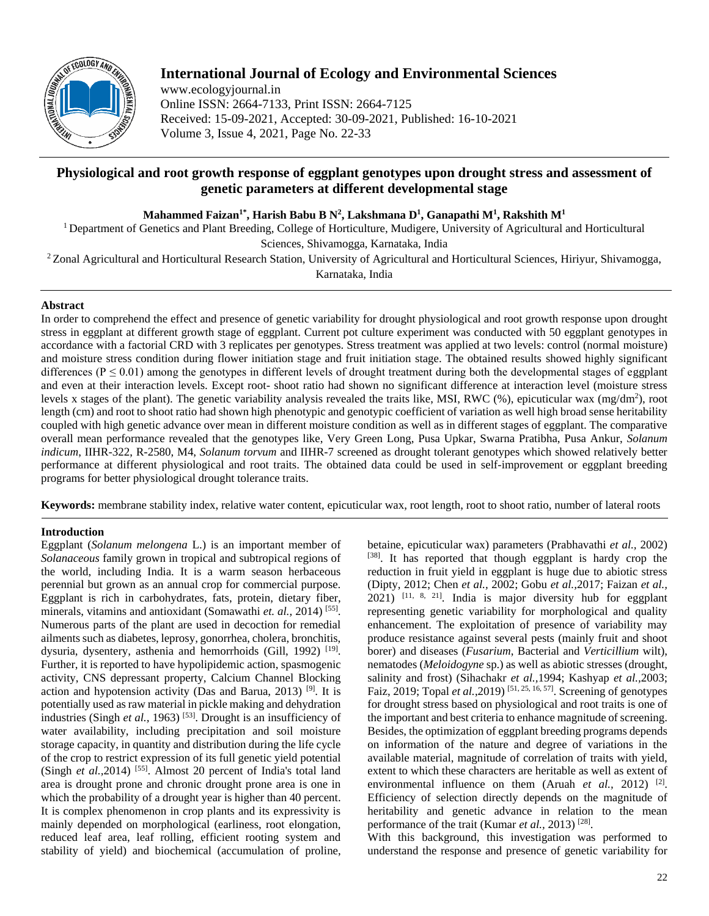# Physiological and root growth response of eggplant genotypes upon drought stress and assessment of genetic parameters at different developmental stage

**Mahammed Faizan[1*], Harish Babu B N[2], Lakshmana D[1], Ganapathi M[1], Rakshith M[1]**

[1] Department of Genetics and Plant Breeding, College of Horticulture, Mudigere, University of Agricultural and Horticultural Sciences, Shivamogga, Karnataka, India

[2] Zonal Agricultural and Horticultural Research Station, University of Agricultural and Horticultural Sciences, Hiriyur, Shivamogga, Karnataka, India

International Journal of Ecology and Environmental Sciences
www.ecologyjournal.in
Online ISSN: 2664-7133, Print ISSN: 2664-7125
Received: 15-09-2021, Accepted: 30-09-2021, Published: 16-10-2021
Volume 3, Issue 4, 2021, Page No. 22-33

## Abstract

In order to comprehend the effect and presence of genetic variability for drought physiological and root growth response upon drought stress in eggplant at different growth stage of eggplant. Current pot culture experiment was conducted with 50 eggplant genotypes in accordance with a factorial CRD with 3 replicates per genotypes. Stress treatment was applied at two levels: control (normal moisture) and moisture stress condition during flower initiation stage and fruit initiation stage. The obtained results showed highly significant differences ($P \leq 0.01$) among the genotypes in different levels of drought treatment during both the developmental stages of eggplant and even at their interaction levels. Except root- shoot ratio had shown no significant difference at interaction level (moisture stress levels x stages of the plant). The genetic variability analysis revealed the traits like, MSI, RWC (%), epicuticular wax (mg/dm$^2$), root length (cm) and root to shoot ratio had shown high phenotypic and genotypic coefficient of variation as well high broad sense heritability coupled with high genetic advance over mean in different moisture condition as well as in different stages of eggplant. The comparative overall mean performance revealed that the genotypes like, Very Green Long, Pusa Upkar, Swarna Pratibha, Pusa Ankur, *Solanum indicum*, IIHR-322, R-2580, M4, *Solanum torvum* and IIHR-7 screened as drought tolerant genotypes which showed relatively better performance at different physiological and root traits. The obtained data could be used in self-improvement or eggplant breeding programs for better physiological drought tolerance traits.

**Keywords:** membrane stability index, relative water content, epicuticular wax, root length, root to shoot ratio, number of lateral roots

## Introduction

Eggplant (*Solanum melongena* L.) is an important member of *Solanaceous* family grown in tropical and subtropical regions of the world, including India. It is a warm season herbaceous perennial but grown as an annual crop for commercial purpose. Eggplant is rich in carbohydrates, fats, protein, dietary fiber, minerals, vitamins and antioxidant (Somawathi *et. al.,* 2014) [55]. Numerous parts of the plant are used in decoction for remedial ailments such as diabetes, leprosy, gonorrhea, cholera, bronchitis, dysuria, dysentery, asthenia and hemorrhoids (Gill, 1992) [19]. Further, it is reported to have hypolipidemic action, spasmogenic activity, CNS depressant property, Calcium Channel Blocking action and hypotension activity (Das and Barua, 2013) [9]. It is potentially used as raw material in pickle making and dehydration industries (Singh *et al.,* 1963) [53]. Drought is an insufficiency of water availability, including precipitation and soil moisture storage capacity, in quantity and distribution during the life cycle of the crop to restrict expression of its full genetic yield potential (Singh *et al.,*2014) [55]. Almost 20 percent of India's total land area is drought prone and chronic drought prone area is one in which the probability of a drought year is higher than 40 percent. It is complex phenomenon in crop plants and its expressivity is mainly depended on morphological (earliness, root elongation, reduced leaf area, leaf rolling, efficient rooting system and stability of yield) and biochemical (accumulation of proline, betaine, epicuticular wax) parameters (Prabhavathi *et al.,* 2002) [38]. It has reported that though eggplant is hardy crop the reduction in fruit yield in eggplant is huge due to abiotic stress (Dipty, 2012; Chen *et al.,* 2002; Gobu *et al.,*2017; Faizan *et al.,* 2021) [11, 8, 21]. India is major diversity hub for eggplant representing genetic variability for morphological and quality enhancement. The exploitation of presence of variability may produce resistance against several pests (mainly fruit and shoot borer) and diseases (*Fusarium*, Bacterial and *Verticillium* wilt), nematodes (*Meloidogyne* sp.) as well as abiotic stresses (drought, salinity and frost) (Sihachakr *et al.,*1994; Kashyap *et al.,*2003; Faiz, 2019; Topal *et al.,*2019) [51, 25, 16, 57]. Screening of genotypes for drought stress based on physiological and root traits is one of the important and best criteria to enhance magnitude of screening. Besides, the optimization of eggplant breeding programs depends on information of the nature and degree of variations in the available material, magnitude of correlation of traits with yield, extent to which these characters are heritable as well as extent of environmental influence on them (Aruah *et al.,* 2012) [2]. Efficiency of selection directly depends on the magnitude of heritability and genetic advance in relation to the mean performance of the trait (Kumar *et al.,* 2013) [28].

With this background, this investigation was performed to understand the response and presence of genetic variability for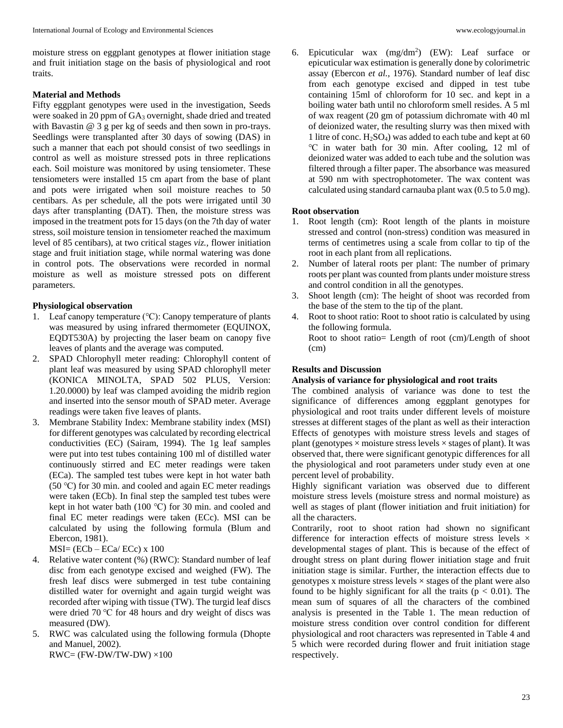moisture stress on eggplant genotypes at flower initiation stage and fruit initiation stage on the basis of physiological and root traits.

## Material and Methods

Fifty eggplant genotypes were used in the investigation, Seeds were soaked in 20 ppm of $GA_3$ overnight, shade dried and treated with Bavastin @ 3 g per kg of seeds and then sown in pro-trays. Seedlings were transplanted after 30 days of sowing (DAS) in such a manner that each pot should consist of two seedlings in control as well as moisture stressed pots in three replications each. Soil moisture was monitored by using tensiometer. These tensiometers were installed 15 cm apart from the base of plant and pots were irrigated when soil moisture reaches to 50 centibars. As per schedule, all the pots were irrigated until 30 days after transplanting (DAT). Then, the moisture stress was imposed in the treatment pots for 15 days (on the 7th day of water stress, soil moisture tension in tensiometer reached the maximum level of 85 centibars), at two critical stages *viz.,* flower initiation stage and fruit initiation stage, while normal watering was done in control pots. The observations were recorded in normal moisture as well as moisture stressed pots on different parameters.

### Physiological observation

1. Leaf canopy temperature (℃): Canopy temperature of plants was measured by using infrared thermometer (EQUINOX, EQDT530A) by projecting the laser beam on canopy five leaves of plants and the average was computed.
2. SPAD Chlorophyll meter reading: Chlorophyll content of plant leaf was measured by using SPAD chlorophyll meter (KONICA MINOLTA, SPAD 502 PLUS, Version: 1.20.0000) by leaf was clamped avoiding the midrib region and inserted into the sensor mouth of SPAD meter. Average readings were taken five leaves of plants.
3. Membrane Stability Index: Membrane stability index (MSI) for different genotypes was calculated by recording electrical conductivities (EC) (Sairam, 1994). The 1g leaf samples were put into test tubes containing 100 ml of distilled water continuously stirred and EC meter readings were taken (ECa). The sampled test tubes were kept in hot water bath (50 ℃) for 30 min. and cooled and again EC meter readings were taken (ECb). In final step the sampled test tubes were kept in hot water bath (100 ℃) for 30 min. and cooled and final EC meter readings were taken (ECc). MSI can be calculated by using the following formula (Blum and Ebercon, 1981).
   MSI= (ECb – ECa/ ECc) x 100
4. Relative water content (%) (RWC): Standard number of leaf disc from each genotype excised and weighed (FW). The fresh leaf discs were submerged in test tube containing distilled water for overnight and again turgid weight was recorded after wiping with tissue (TW). The turgid leaf discs were dried 70 ℃ for 48 hours and dry weight of discs was measured (DW).
5. RWC was calculated using the following formula (Dhopte and Manuel, 2002).
   RWC= (FW-DW/TW-DW) ×100
6. Epicuticular wax (mg/$dm^2$) (EW): Leaf surface or epicuticular wax estimation is generally done by colorimetric assay (Ebercon *et al.,* 1976). Standard number of leaf disc from each genotype excised and dipped in test tube containing 15ml of chloroform for 10 sec. and kept in a boiling water bath until no chloroform smell resides. A 5 ml of wax reagent (20 gm of potassium dichromate with 40 ml of deionized water, the resulting slurry was then mixed with 1 litre of conc. $H_2SO_4$) was added to each tube and kept at 60 ℃ in water bath for 30 min. After cooling, 12 ml of deionized water was added to each tube and the solution was filtered through a filter paper. The absorbance was measured at 590 nm with spectrophotometer. The wax content was calculated using standard carnauba plant wax (0.5 to 5.0 mg).

### Root observation

1. Root length (cm): Root length of the plants in moisture stressed and control (non-stress) condition was measured in terms of centimetres using a scale from collar to tip of the root in each plant from all replications.
2. Number of lateral roots per plant: The number of primary roots per plant was counted from plants under moisture stress and control condition in all the genotypes.
3. Shoot length (cm): The height of shoot was recorded from the base of the stem to the tip of the plant.
4. Root to shoot ratio: Root to shoot ratio is calculated by using the following formula.
   Root to shoot ratio= Length of root (cm)/Length of shoot (cm)

## Results and Discussion

### Analysis of variance for physiological and root traits

The combined analysis of variance was done to test the significance of differences among eggplant genotypes for physiological and root traits under different levels of moisture stresses at different stages of the plant as well as their interaction Effects of genotypes with moisture stress levels and stages of plant (genotypes × moisture stress levels × stages of plant). It was observed that, there were significant genotypic differences for all the physiological and root parameters under study even at one percent level of probability.

Highly significant variation was observed due to different moisture stress levels (moisture stress and normal moisture) as well as stages of plant (flower initiation and fruit initiation) for all the characters.

Contrarily, root to shoot ration had shown no significant difference for interaction effects of moisture stress levels × developmental stages of plant. This is because of the effect of drought stress on plant during flower initiation stage and fruit initiation stage is similar. Further, the interaction effects due to genotypes x moisture stress levels × stages of the plant were also found to be highly significant for all the traits ($p < 0.01$). The mean sum of squares of all the characters of the combined analysis is presented in the Table 1. The mean reduction of moisture stress condition over control condition for different physiological and root characters was represented in Table 4 and 5 which were recorded during flower and fruit initiation stage respectively.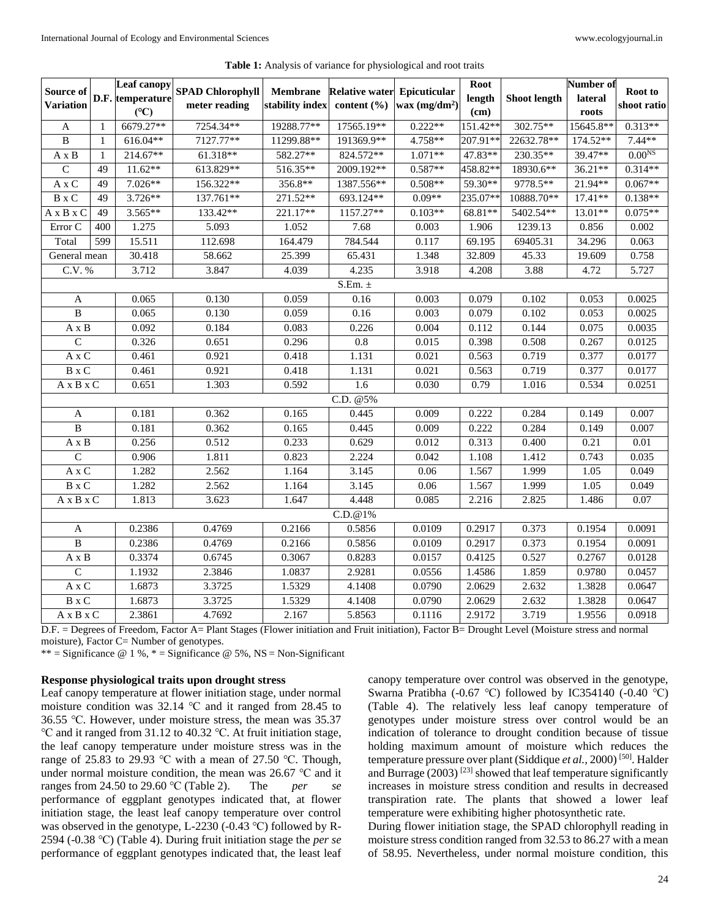**Table 1:** Analysis of variance for physiological and root traits

| Source of Variation | D.F. | Leaf canopy temperature (℃) | SPAD Chlorophyll meter reading | Membrane stability index | Relative water content (%) | Epicuticular wax (mg/dm$^2$) | Root length (cm) | Shoot length | Number of lateral roots | Root to shoot ratio |
|---|---|---|---|---|---|---|---|---|---|---|
| A | 1 | 6679.27** | 7254.34** | 19288.77** | 17565.19** | 0.222** | 151.42** | 302.75** | 15645.8** | 0.313** |
| B | 1 | 616.04** | 7127.77** | 11299.88** | 191369.9** | 4.758** | 207.91** | 22632.78** | 174.52** | 7.44** |
| A x B | 1 | 214.67** | 61.318** | 582.27** | 824.572** | 1.071** | 47.83** | 230.35** | 39.47** | 0.00$^{NS}$ |
| C | 49 | 11.62** | 613.829** | 516.35** | 2009.192** | 0.587** | 458.82** | 18930.6** | 36.21** | 0.314** |
| A x C | 49 | 7.026** | 156.322** | 356.8** | 1387.556** | 0.508** | 59.30** | 9778.5** | 21.94** | 0.067** |
| B x C | 49 | 3.726** | 137.761** | 271.52** | 693.124** | 0.09** | 235.07** | 10888.70** | 17.41** | 0.138** |
| A x B x C | 49 | 3.565** | 133.42** | 221.17** | 1157.27** | 0.103** | 68.81** | 5402.54** | 13.01** | 0.075** |
| Error C | 400 | 1.275 | 5.093 | 1.052 | 7.68 | 0.003 | 1.906 | 1239.13 | 0.856 | 0.002 |
| Total | 599 | 15.511 | 112.698 | 164.479 | 784.544 | 0.117 | 69.195 | 69405.31 | 34.296 | 0.063 |
| General mean | | 30.418 | 58.662 | 25.399 | 65.431 | 1.348 | 32.809 | 45.33 | 19.609 | 0.758 |
| C.V. % | | 3.712 | 3.847 | 4.039 | 4.235 | 3.918 | 4.208 | 3.88 | 4.72 | 5.727 |
| S.Em. ± | | | | | | | | | | |
| A | | 0.065 | 0.130 | 0.059 | 0.16 | 0.003 | 0.079 | 0.102 | 0.053 | 0.0025 |
| B | | 0.065 | 0.130 | 0.059 | 0.16 | 0.003 | 0.079 | 0.102 | 0.053 | 0.0025 |
| A x B | | 0.092 | 0.184 | 0.083 | 0.226 | 0.004 | 0.112 | 0.144 | 0.075 | 0.0035 |
| C | | 0.326 | 0.651 | 0.296 | 0.8 | 0.015 | 0.398 | 0.508 | 0.267 | 0.0125 |
| A x C | | 0.461 | 0.921 | 0.418 | 1.131 | 0.021 | 0.563 | 0.719 | 0.377 | 0.0177 |
| B x C | | 0.461 | 0.921 | 0.418 | 1.131 | 0.021 | 0.563 | 0.719 | 0.377 | 0.0177 |
| A x B x C | | 0.651 | 1.303 | 0.592 | 1.6 | 0.030 | 0.79 | 1.016 | 0.534 | 0.0251 |
| C.D. @5% | | | | | | | | | | |
| A | | 0.181 | 0.362 | 0.165 | 0.445 | 0.009 | 0.222 | 0.284 | 0.149 | 0.007 |
| B | | 0.181 | 0.362 | 0.165 | 0.445 | 0.009 | 0.222 | 0.284 | 0.149 | 0.007 |
| A x B | | 0.256 | 0.512 | 0.233 | 0.629 | 0.012 | 0.313 | 0.400 | 0.21 | 0.01 |
| C | | 0.906 | 1.811 | 0.823 | 2.224 | 0.042 | 1.108 | 1.412 | 0.743 | 0.035 |
| A x C | | 1.282 | 2.562 | 1.164 | 3.145 | 0.06 | 1.567 | 1.999 | 1.05 | 0.049 |
| B x C | | 1.282 | 2.562 | 1.164 | 3.145 | 0.06 | 1.567 | 1.999 | 1.05 | 0.049 |
| A x B x C | | 1.813 | 3.623 | 1.647 | 4.448 | 0.085 | 2.216 | 2.825 | 1.486 | 0.07 |
| C.D.@1% | | | | | | | | | | |
| A | | 0.2386 | 0.4769 | 0.2166 | 0.5856 | 0.0109 | 0.2917 | 0.373 | 0.1954 | 0.0091 |
| B | | 0.2386 | 0.4769 | 0.2166 | 0.5856 | 0.0109 | 0.2917 | 0.373 | 0.1954 | 0.0091 |
| A x B | | 0.3374 | 0.6745 | 0.3067 | 0.8283 | 0.0157 | 0.4125 | 0.527 | 0.2767 | 0.0128 |
| C | | 1.1932 | 2.3846 | 1.0837 | 2.9281 | 0.0556 | 1.4586 | 1.859 | 0.9780 | 0.0457 |
| A x C | | 1.6873 | 3.3725 | 1.5329 | 4.1408 | 0.0790 | 2.0629 | 2.632 | 1.3828 | 0.0647 |
| B x C | | 1.6873 | 3.3725 | 1.5329 | 4.1408 | 0.0790 | 2.0629 | 2.632 | 1.3828 | 0.0647 |
| A x B x C | | 2.3861 | 4.7692 | 2.167 | 5.8563 | 0.1116 | 2.9172 | 3.719 | 1.9556 | 0.0918 |

D.F. = Degrees of Freedom, Factor A= Plant Stages (Flower initiation and Fruit initiation), Factor B= Drought Level (Moisture stress and normal moisture), Factor C= Number of genotypes.

** = Significance @ 1 %, * = Significance @ 5%, NS = Non-Significant

### Response physiological traits upon drought stress

Leaf canopy temperature at flower initiation stage, under normal moisture condition was 32.14 ℃ and it ranged from 28.45 to 36.55 ℃. However, under moisture stress, the mean was 35.37 ℃ and it ranged from 31.12 to 40.32 ℃. At fruit initiation stage, the leaf canopy temperature under moisture stress was in the range of 25.83 to 29.93 ℃ with a mean of 27.50 ℃. Though, under normal moisture condition, the mean was 26.67 ℃ and it ranges from 24.50 to 29.60 ℃ (Table 2). The *per se* performance of eggplant genotypes indicated that, at flower initiation stage, the least leaf canopy temperature over control was observed in the genotype, L-2230 (-0.43 ℃) followed by R-2594 (-0.38 ℃) (Table 4). During fruit initiation stage the *per se* performance of eggplant genotypes indicated that, the least leaf canopy temperature over control was observed in the genotype, Swarna Pratibha (-0.67 ℃) followed by IC354140 (-0.40 ℃) (Table 4). The relatively less leaf canopy temperature of genotypes under moisture stress over control would be an indication of tolerance to drought condition because of tissue holding maximum amount of moisture which reduces the temperature pressure over plant (Siddique *et al.*, 2000) [50]. Halder and Burrage (2003) [23] showed that leaf temperature significantly increases in moisture stress condition and results in decreased transpiration rate. The plants that showed a lower leaf temperature were exhibiting higher photosynthetic rate.

During flower initiation stage, the SPAD chlorophyll reading in moisture stress condition ranged from 32.53 to 86.27 with a mean of 58.95. Nevertheless, under normal moisture condition, this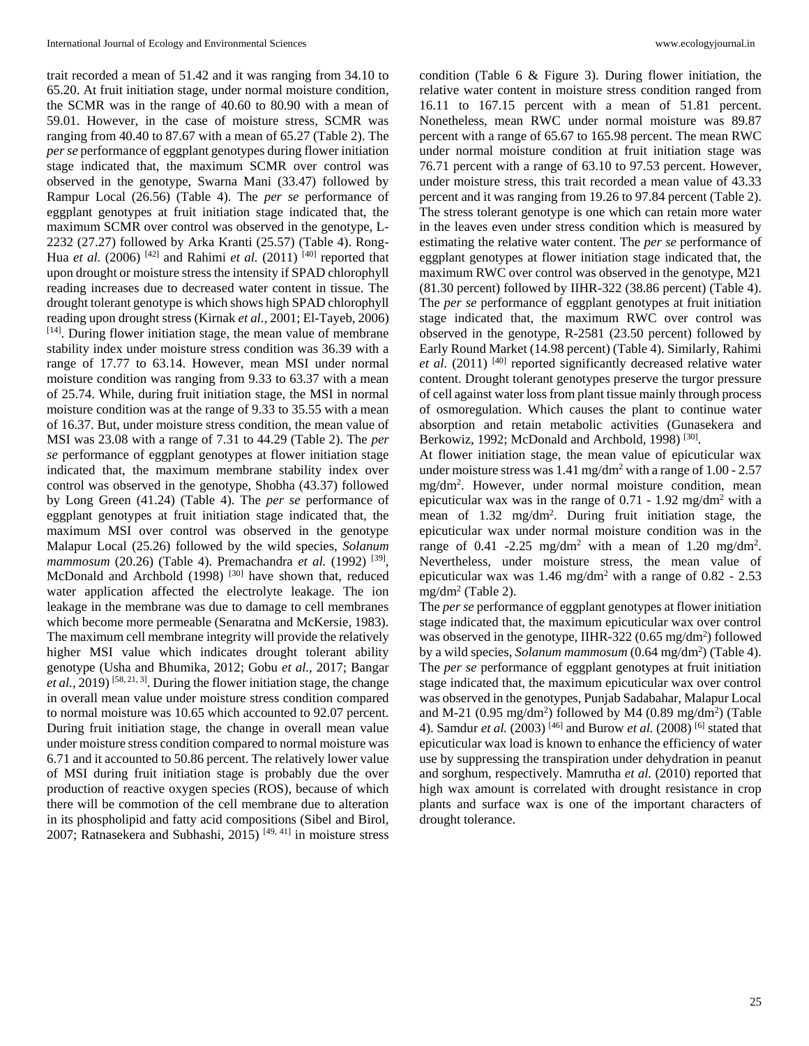trait recorded a mean of 51.42 and it was ranging from 34.10 to 65.20. At fruit initiation stage, under normal moisture condition, the SCMR was in the range of 40.60 to 80.90 with a mean of 59.01. However, in the case of moisture stress, SCMR was ranging from 40.40 to 87.67 with a mean of 65.27 (Table 2). The *per se* performance of eggplant genotypes during flower initiation stage indicated that, the maximum SCMR over control was observed in the genotype, Swarna Mani (33.47) followed by Rampur Local (26.56) (Table 4). The *per se* performance of eggplant genotypes at fruit initiation stage indicated that, the maximum SCMR over control was observed in the genotype, L-2232 (27.27) followed by Arka Kranti (25.57) (Table 4). Rong-Hua *et al.* (2006) [42] and Rahimi *et al.* (2011) [40] reported that upon drought or moisture stress the intensity if SPAD chlorophyll reading increases due to decreased water content in tissue. The drought tolerant genotype is which shows high SPAD chlorophyll reading upon drought stress (Kirnak *et al.,* 2001; El-Tayeb, 2006) [14]. During flower initiation stage, the mean value of membrane stability index under moisture stress condition was 36.39 with a range of 17.77 to 63.14. However, mean MSI under normal moisture condition was ranging from 9.33 to 63.37 with a mean of 25.74. While, during fruit initiation stage, the MSI in normal moisture condition was at the range of 9.33 to 35.55 with a mean of 16.37. But, under moisture stress condition, the mean value of MSI was 23.08 with a range of 7.31 to 44.29 (Table 2). The *per se* performance of eggplant genotypes at flower initiation stage indicated that, the maximum membrane stability index over control was observed in the genotype, Shobha (43.37) followed by Long Green (41.24) (Table 4). The *per se* performance of eggplant genotypes at fruit initiation stage indicated that, the maximum MSI over control was observed in the genotype Malapur Local (25.26) followed by the wild species, *Solanum mammosum* (20.26) (Table 4). Premachandra *et al.* (1992) [39], McDonald and Archbold (1998) [30] have shown that, reduced water application affected the electrolyte leakage. The ion leakage in the membrane was due to damage to cell membranes which become more permeable (Senaratna and McKersie, 1983). The maximum cell membrane integrity will provide the relatively higher MSI value which indicates drought tolerant ability genotype (Usha and Bhumika, 2012; Gobu *et al.,* 2017; Bangar *et al.,* 2019) [58, 21, 3]. During the flower initiation stage, the change in overall mean value under moisture stress condition compared to normal moisture was 10.65 which accounted to 92.07 percent. During fruit initiation stage, the change in overall mean value under moisture stress condition compared to normal moisture was 6.71 and it accounted to 50.86 percent. The relatively lower value of MSI during fruit initiation stage is probably due the over production of reactive oxygen species (ROS), because of which there will be commotion of the cell membrane due to alteration in its phospholipid and fatty acid compositions (Sibel and Birol, 2007; Ratnasekera and Subhashi, 2015) [49, 41] in moisture stress condition (Table 6 & Figure 3). During flower initiation, the relative water content in moisture stress condition ranged from 16.11 to 167.15 percent with a mean of 51.81 percent. Nonetheless, mean RWC under normal moisture was 89.87 percent with a range of 65.67 to 165.98 percent. The mean RWC under normal moisture condition at fruit initiation stage was 76.71 percent with a range of 63.10 to 97.53 percent. However, under moisture stress, this trait recorded a mean value of 43.33 percent and it was ranging from 19.26 to 97.84 percent (Table 2). The stress tolerant genotype is one which can retain more water in the leaves even under stress condition which is measured by estimating the relative water content. The *per se* performance of eggplant genotypes at flower initiation stage indicated that, the maximum RWC over control was observed in the genotype, M21 (81.30 percent) followed by IIHR-322 (38.86 percent) (Table 4). The *per se* performance of eggplant genotypes at fruit initiation stage indicated that, the maximum RWC over control was observed in the genotype, R-2581 (23.50 percent) followed by Early Round Market (14.98 percent) (Table 4). Similarly, Rahimi *et al.* (2011) [40] reported significantly decreased relative water content. Drought tolerant genotypes preserve the turgor pressure of cell against water loss from plant tissue mainly through process of osmoregulation. Which causes the plant to continue water absorption and retain metabolic activities (Gunasekera and Berkowitz, 1992; McDonald and Archbold, 1998) [30].

At flower initiation stage, the mean value of epicuticular wax under moisture stress was 1.41 $mg/dm^2$ with a range of 1.00 - 2.57 $mg/dm^2$. However, under normal moisture condition, mean epicuticular wax was in the range of 0.71 - 1.92 $mg/dm^2$ with a mean of 1.32 $mg/dm^2$. During fruit initiation stage, the epicuticular wax under normal moisture condition was in the range of 0.41 -2.25 $mg/dm^2$ with a mean of 1.20 $mg/dm^2$. Nevertheless, under moisture stress, the mean value of epicuticular wax was 1.46 $mg/dm^2$ with a range of 0.82 - 2.53 $mg/dm^2$ (Table 2).

The *per se* performance of eggplant genotypes at flower initiation stage indicated that, the maximum epicuticular wax over control was observed in the genotype, IIHR-322 (0.65 $mg/dm^2$) followed by a wild species, *Solanum mammosum* (0.64 $mg/dm^2$) (Table 4). The *per se* performance of eggplant genotypes at fruit initiation stage indicated that, the maximum epicuticular wax over control was observed in the genotypes, Punjab Sadabahar, Malapur Local and M-21 (0.95 $mg/dm^2$) followed by M4 (0.89 $mg/dm^2$) (Table 4). Samdur *et al.* (2003) [46] and Burow *et al.* (2008) [6] stated that epicuticular wax load is known to enhance the efficiency of water use by suppressing the transpiration under dehydration in peanut and sorghum, respectively. Mamrutha *et al.* (2010) reported that high wax amount is correlated with drought resistance in crop plants and surface wax is one of the important characters of drought tolerance.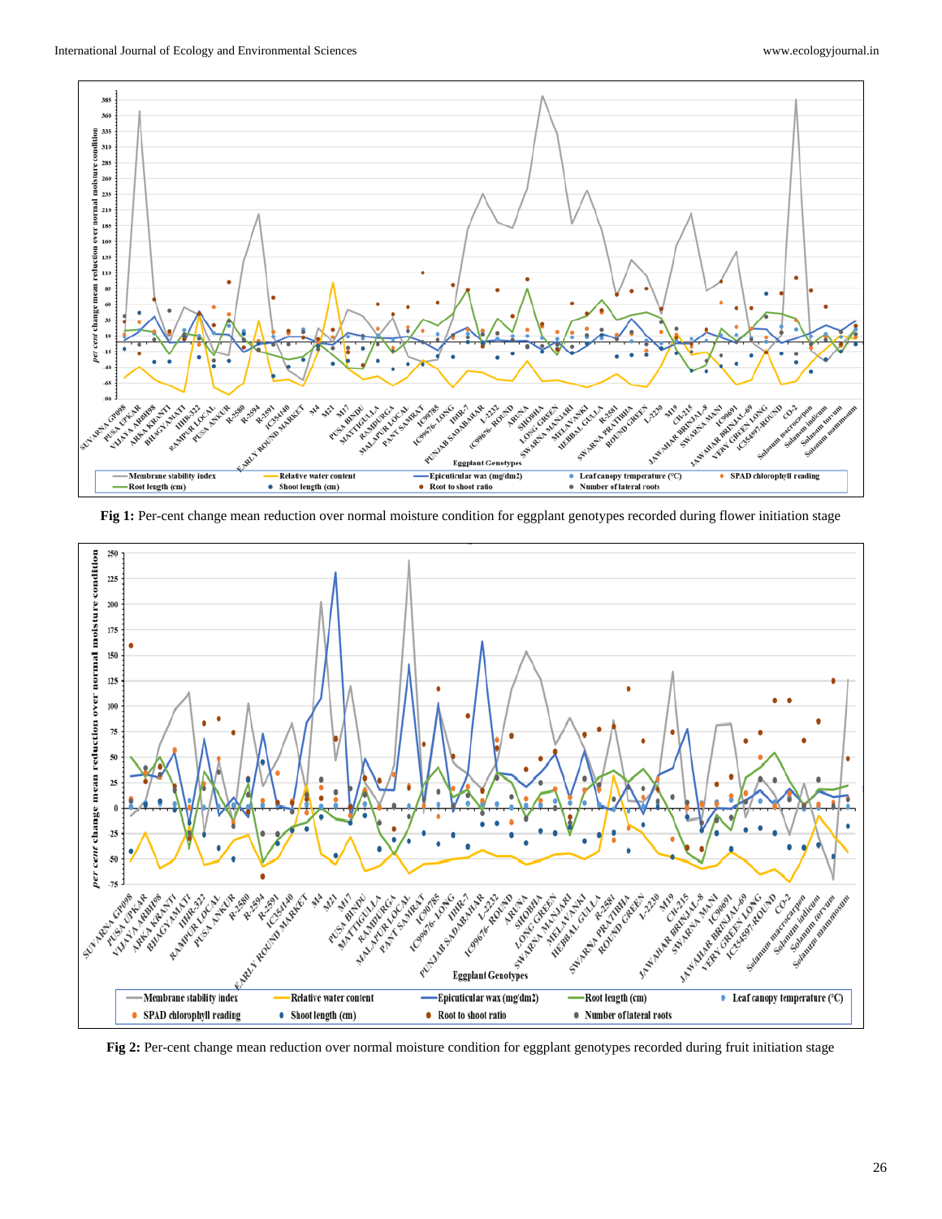**Fig 1:** Per-cent change mean reduction over normal moisture condition for eggplant genotypes recorded during flower initiation stage

**Fig 2:** Per-cent change mean reduction over normal moisture condition for eggplant genotypes recorded during fruit initiation stage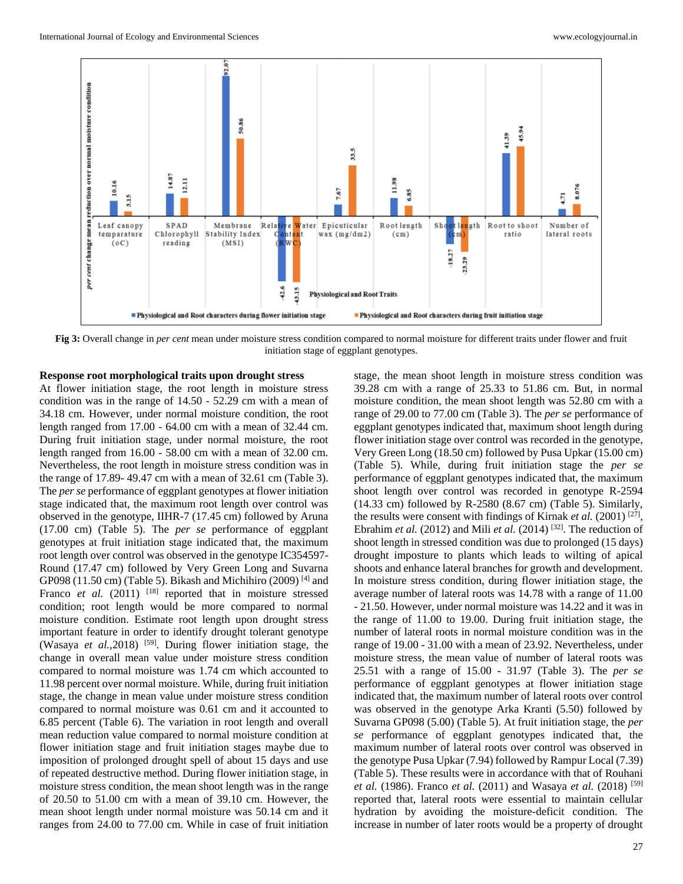**Fig 3:** Overall change in *per cent* mean under moisture stress condition compared to normal moisture for different traits under flower and fruit initiation stage of eggplant genotypes.

### Response root morphological traits upon drought stress

At flower initiation stage, the root length in moisture stress condition was in the range of 14.50 - 52.29 cm with a mean of 34.18 cm. However, under normal moisture condition, the root length ranged from 17.00 - 64.00 cm with a mean of 32.44 cm. During fruit initiation stage, under normal moisture, the root length ranged from 16.00 - 58.00 cm with a mean of 32.00 cm. Nevertheless, the root length in moisture stress condition was in the range of 17.89- 49.47 cm with a mean of 32.61 cm (Table 3). The *per se* performance of eggplant genotypes at flower initiation stage indicated that, the maximum root length over control was observed in the genotype, IIHR-7 (17.45 cm) followed by Aruna (17.00 cm) (Table 5). The *per se* performance of eggplant genotypes at fruit initiation stage indicated that, the maximum root length over control was observed in the genotype IC354597-Round (17.47 cm) followed by Very Green Long and Suvarna GP098 (11.50 cm) (Table 5). Bikash and Michihiro (2009) [4] and Franco *et al.* (2011) [18] reported that in moisture stressed condition; root length would be more compared to normal moisture condition. Estimate root length upon drought stress important feature in order to identify drought tolerant genotype (Wasaya *et al.*,2018) [59]. During flower initiation stage, the change in overall mean value under moisture stress condition compared to normal moisture was 1.74 cm which accounted to 11.98 percent over normal moisture. While, during fruit initiation stage, the change in mean value under moisture stress condition compared to normal moisture was 0.61 cm and it accounted to 6.85 percent (Table 6). The variation in root length and overall mean reduction value compared to normal moisture condition at flower initiation stage and fruit initiation stages maybe due to imposition of prolonged drought spell of about 15 days and use of repeated destructive method. During flower initiation stage, in moisture stress condition, the mean shoot length was in the range of 20.50 to 51.00 cm with a mean of 39.10 cm. However, the mean shoot length under normal moisture was 50.14 cm and it ranges from 24.00 to 77.00 cm. While in case of fruit initiation stage, the mean shoot length in moisture stress condition was 39.28 cm with a range of 25.33 to 51.86 cm. But, in normal moisture condition, the mean shoot length was 52.80 cm with a range of 29.00 to 77.00 cm (Table 3). The *per se* performance of eggplant genotypes indicated that, maximum shoot length during flower initiation stage over control was recorded in the genotype, Very Green Long (18.50 cm) followed by Pusa Upkar (15.00 cm) (Table 5). While, during fruit initiation stage the *per se* performance of eggplant genotypes indicated that, the maximum shoot length over control was recorded in genotype R-2594 (14.33 cm) followed by R-2580 (8.67 cm) (Table 5). Similarly, the results were consent with findings of Kirnak *et al.* (2001) [27], Ebrahim *et al.* (2012) and Mili *et al.* (2014) [32]. The reduction of shoot length in stressed condition was due to prolonged (15 days) drought imposture to plants which leads to wilting of apical shoots and enhance lateral branches for growth and development. In moisture stress condition, during flower initiation stage, the average number of lateral roots was 14.78 with a range of 11.00 - 21.50. However, under normal moisture was 14.22 and it was in the range of 11.00 to 19.00. During fruit initiation stage, the number of lateral roots in normal moisture condition was in the range of 19.00 - 31.00 with a mean of 23.92. Nevertheless, under moisture stress, the mean value of number of lateral roots was 25.51 with a range of 15.00 - 31.97 (Table 3). The *per se* performance of eggplant genotypes at flower initiation stage indicated that, the maximum number of lateral roots over control was observed in the genotype Arka Kranti (5.50) followed by Suvarna GP098 (5.00) (Table 5). At fruit initiation stage, the *per se* performance of eggplant genotypes indicated that, the maximum number of lateral roots over control was observed in the genotype Pusa Upkar (7.94) followed by Rampur Local (7.39) (Table 5). These results were in accordance with that of Rouhani *et al.* (1986). Franco *et al.* (2011) and Wasaya *et al.* (2018) [59] reported that, lateral roots were essential to maintain cellular hydration by avoiding the moisture-deficit condition. The increase in number of later roots would be a property of drought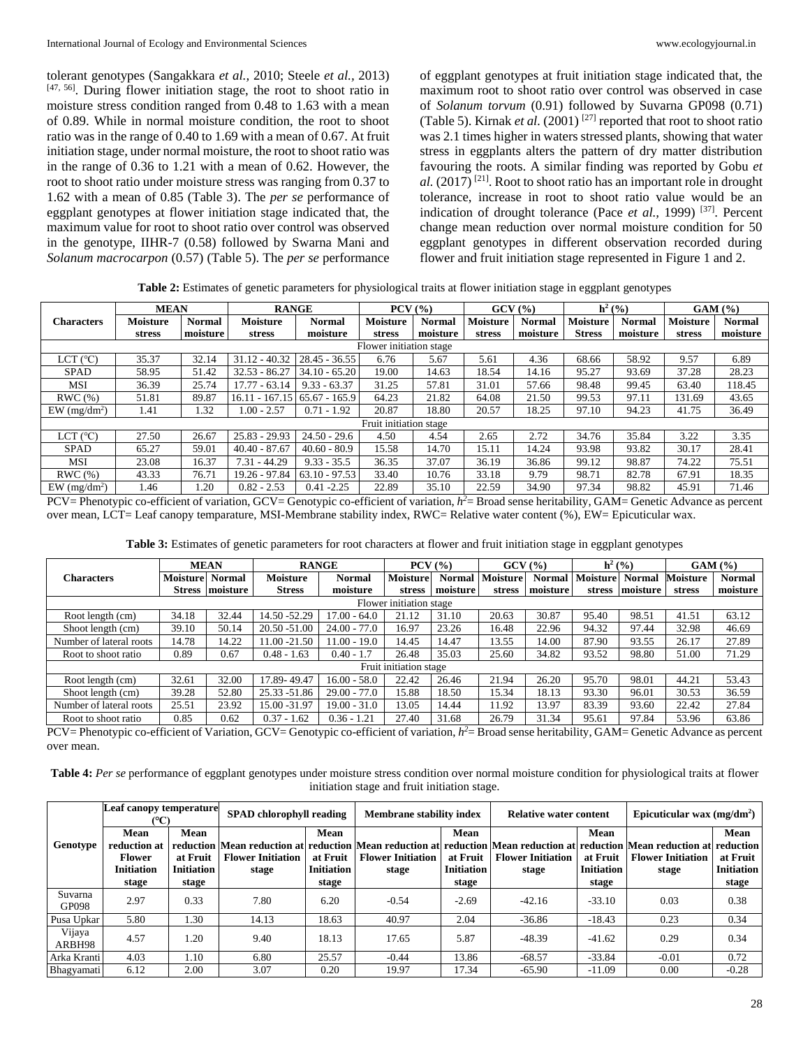tolerant genotypes (Sangakkara *et al.,* 2010; Steele *et al.,* 2013) [47, 56]. During flower initiation stage, the root to shoot ratio in moisture stress condition ranged from 0.48 to 1.63 with a mean of 0.89. While in normal moisture condition, the root to shoot ratio was in the range of 0.40 to 1.69 with a mean of 0.67. At fruit initiation stage, under normal moisture, the root to shoot ratio was in the range of 0.36 to 1.21 with a mean of 0.62. However, the root to shoot ratio under moisture stress was ranging from 0.37 to 1.62 with a mean of 0.85 (Table 3). The *per se* performance of eggplant genotypes at flower initiation stage indicated that, the maximum value for root to shoot ratio over control was observed in the genotype, IIHR-7 (0.58) followed by Swarna Mani and *Solanum macrocarpon* (0.57) (Table 5). The *per se* performance of eggplant genotypes at fruit initiation stage indicated that, the maximum root to shoot ratio over control was observed in case of *Solanum torvum* (0.91) followed by Suvarna GP098 (0.71) (Table 5). Kirnak *et al.* (2001) [27] reported that root to shoot ratio was 2.1 times higher in waters stressed plants, showing that water stress in eggplants alters the pattern of dry matter distribution favouring the roots. A similar finding was reported by Gobu *et al.* (2017) [21]. Root to shoot ratio has an important role in drought tolerance, increase in root to shoot ratio value would be an indication of drought tolerance (Pace *et al.,* 1999) [37]. Percent change mean reduction over normal moisture condition for 50 eggplant genotypes in different observation recorded during flower and fruit initiation stage represented in Figure 1 and 2.

**Table 2:** Estimates of genetic parameters for physiological traits at flower initiation stage in eggplant genotypes

| Characters | MEAN | | RANGE | | PCV (%) | | GCV (%) | | $h^2$ (%) | | GAM (%) | |
|---|---|---|---|---|---|---|---|---|---|---|---|---|
| | Moisture stress | Normal moisture | Moisture stress | Normal moisture | Moisture stress | Normal moisture | Moisture stress | Normal moisture | Moisture Stress | Normal moisture | Moisture stress | Normal moisture |
| Flower initiation stage | | | | | | | | | | | | |
| LCT (°C) | 35.37 | 32.14 | 31.12 - 40.32 | 28.45 - 36.55 | 6.76 | 5.67 | 5.61 | 4.36 | 68.66 | 58.92 | 9.57 | 6.89 |
| SPAD | 58.95 | 51.42 | 32.53 - 86.27 | 34.10 - 65.20 | 19.00 | 14.63 | 18.54 | 14.16 | 95.27 | 93.69 | 37.28 | 28.23 |
| MSI | 36.39 | 25.74 | 17.77 - 63.14 | 9.33 - 63.37 | 31.25 | 57.81 | 31.01 | 57.66 | 98.48 | 99.45 | 63.40 | 118.45 |
| RWC (%) | 51.81 | 89.87 | 16.11 - 167.15 | 65.67 - 165.9 | 64.23 | 21.82 | 64.08 | 21.50 | 99.53 | 97.11 | 131.69 | 43.65 |
| EW (mg/dm²) | 1.41 | 1.32 | 1.00 - 2.57 | 0.71 - 1.92 | 20.87 | 18.80 | 20.57 | 18.25 | 97.10 | 94.23 | 41.75 | 36.49 |
| Fruit initiation stage | | | | | | | | | | | | |
| LCT (°C) | 27.50 | 26.67 | 25.83 - 29.93 | 24.50 - 29.6 | 4.50 | 4.54 | 2.65 | 2.72 | 34.76 | 35.84 | 3.22 | 3.35 |
| SPAD | 65.27 | 59.01 | 40.40 - 87.67 | 40.60 - 80.9 | 15.58 | 14.70 | 15.11 | 14.24 | 93.98 | 93.82 | 30.17 | 28.41 |
| MSI | 23.08 | 16.37 | 7.31 - 44.29 | 9.33 - 35.5 | 36.35 | 37.07 | 36.19 | 36.86 | 99.12 | 98.87 | 74.22 | 75.51 |
| RWC (%) | 43.33 | 76.71 | 19.26 - 97.84 | 63.10 - 97.53 | 33.40 | 10.76 | 33.18 | 9.79 | 98.71 | 82.78 | 67.91 | 18.35 |
| EW (mg/dm²) | 1.46 | 1.20 | 0.82 - 2.53 | 0.41 -2.25 | 22.89 | 35.10 | 22.59 | 34.90 | 97.34 | 98.82 | 45.91 | 71.46 |

PCV= Phenotypic co-efficient of variation, GCV= Genotypic co-efficient of variation, $h^2$= Broad sense heritability, GAM= Genetic Advance as percent over mean, LCT= Leaf canopy temparature, MSI-Membrane stability index, RWC= Relative water content (%), EW= Epicuticular wax.

**Table 3:** Estimates of genetic parameters for root characters at flower and fruit initiation stage in eggplant genotypes

| Characters | MEAN | | RANGE | | PCV (%) | | GCV (%) | | $h^2$ (%) | | GAM (%) | |
|---|---|---|---|---|---|---|---|---|---|---|---|---|
| | Moisture Stress | Normal moisture | Moisture Stress | Normal moisture | Moisture stress | Normal moisture | Moisture stress | Normal moisture | Moisture stress | Normal moisture | Moisture stress | Normal moisture |
| Flower initiation stage | | | | | | | | | | | | |
| Root length (cm) | 34.18 | 32.44 | 14.50 -52.29 | 17.00 - 64.0 | 21.12 | 31.10 | 20.63 | 30.87 | 95.40 | 98.51 | 41.51 | 63.12 |
| Shoot length (cm) | 39.10 | 50.14 | 20.50 -51.00 | 24.00 - 77.0 | 16.97 | 23.26 | 16.48 | 22.96 | 94.32 | 97.44 | 32.98 | 46.69 |
| Number of lateral roots | 14.78 | 14.22 | 11.00 -21.50 | 11.00 - 19.0 | 14.45 | 14.47 | 13.55 | 14.00 | 87.90 | 93.55 | 26.17 | 27.89 |
| Root to shoot ratio | 0.89 | 0.67 | 0.48 - 1.63 | 0.40 - 1.7 | 26.48 | 35.03 | 25.60 | 34.82 | 93.52 | 98.80 | 51.00 | 71.29 |
| Fruit initiation stage | | | | | | | | | | | | |
| Root length (cm) | 32.61 | 32.00 | 17.89- 49.47 | 16.00 - 58.0 | 22.42 | 26.46 | 21.94 | 26.20 | 95.70 | 98.01 | 44.21 | 53.43 |
| Shoot length (cm) | 39.28 | 52.80 | 25.33 -51.86 | 29.00 - 77.0 | 15.88 | 18.50 | 15.34 | 18.13 | 93.30 | 96.01 | 30.53 | 36.59 |
| Number of lateral roots | 25.51 | 23.92 | 15.00 -31.97 | 19.00 - 31.0 | 13.05 | 14.44 | 11.92 | 13.97 | 83.39 | 93.60 | 22.42 | 27.84 |
| Root to shoot ratio | 0.85 | 0.62 | 0.37 - 1.62 | 0.36 - 1.21 | 27.40 | 31.68 | 26.79 | 31.34 | 95.61 | 97.84 | 53.96 | 63.86 |

PCV= Phenotypic co-efficient of Variation, GCV= Genotypic co-efficient of variation, $h^2$= Broad sense heritability, GAM= Genetic Advance as percent over mean.

**Table 4:** *Per se* performance of eggplant genotypes under moisture stress condition over normal moisture condition for physiological traits at flower initiation stage and fruit initiation stage.

| Genotype | Leaf canopy temperature (°C) | | SPAD chlorophyll reading | | Membrane stability index | | Relative water content | | Epicuticular wax (mg/dm²) | |
|---|---|---|---|---|---|---|---|---|---|---|
| | Mean reduction at Flower Initiation stage | Mean reduction at Fruit Initiation stage | Mean reduction at Flower Initiation stage | Mean reduction at Fruit Initiation stage | Mean reduction at Flower Initiation stage | Mean reduction at Fruit Initiation stage | Mean reduction at Flower Initiation stage | Mean reduction at Fruit Initiation stage | Mean reduction at Flower Initiation stage | Mean reduction at Fruit Initiation stage |
| Suvarna GP098 | 2.97 | 0.33 | 7.80 | 6.20 | -0.54 | -2.69 | -42.16 | -33.10 | 0.03 | 0.38 |
| Pusa Upkar | 5.80 | 1.30 | 14.13 | 18.63 | 40.97 | 2.04 | -36.86 | -18.43 | 0.23 | 0.34 |
| Vijaya ARBH98 | 4.57 | 1.20 | 9.40 | 18.13 | 17.65 | 5.87 | -48.39 | -41.62 | 0.29 | 0.34 |
| Arka Kranti | 4.03 | 1.10 | 6.80 | 25.57 | -0.44 | 13.86 | -68.57 | -33.84 | -0.01 | 0.72 |
| Bhagyamati | 6.12 | 2.00 | 3.07 | 0.20 | 19.97 | 17.34 | -65.90 | -11.09 | 0.00 | -0.28 |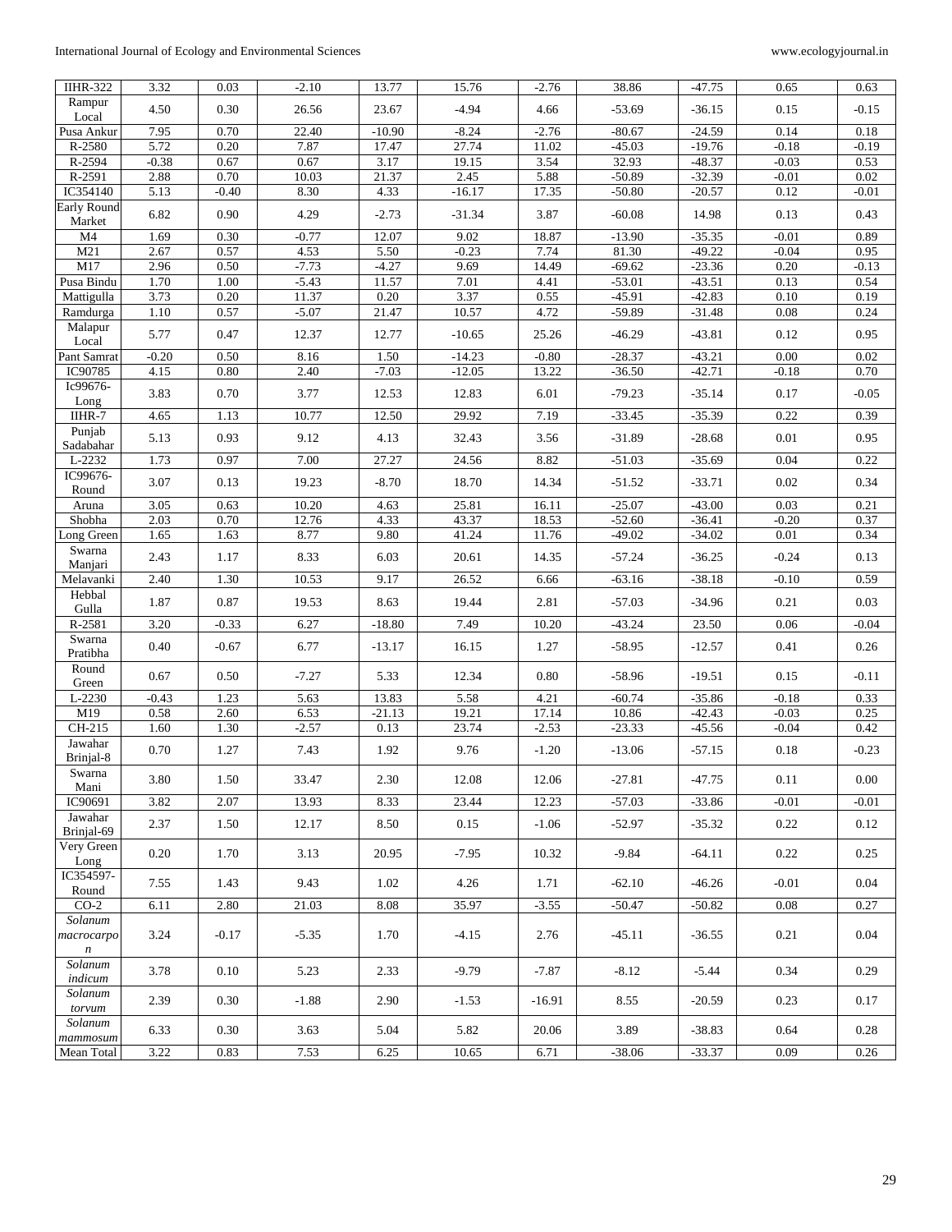| IIHR-322 | 3.32 | 0.03 | -2.10 | 13.77 | 15.76 | -2.76 | 38.86 | -47.75 | 0.65 | 0.63 |
|---|---|---|---|---|---|---|---|---|---|---|
| Rampur Local | 4.50 | 0.30 | 26.56 | 23.67 | -4.94 | 4.66 | -53.69 | -36.15 | 0.15 | -0.15 |
| Pusa Ankur | 7.95 | 0.70 | 22.40 | -10.90 | -8.24 | -2.76 | -80.67 | -24.59 | 0.14 | 0.18 |
| R-2580 | 5.72 | 0.20 | 7.87 | 17.47 | 27.74 | 11.02 | -45.03 | -19.76 | -0.18 | -0.19 |
| R-2594 | -0.38 | 0.67 | 0.67 | 3.17 | 19.15 | 3.54 | 32.93 | -48.37 | -0.03 | 0.53 |
| R-2591 | 2.88 | 0.70 | 10.03 | 21.37 | 2.45 | 5.88 | -50.89 | -32.39 | -0.01 | 0.02 |
| IC354140 | 5.13 | -0.40 | 8.30 | 4.33 | -16.17 | 17.35 | -50.80 | -20.57 | 0.12 | -0.01 |
| Early Round Market | 6.82 | 0.90 | 4.29 | -2.73 | -31.34 | 3.87 | -60.08 | 14.98 | 0.13 | 0.43 |
| M4 | 1.69 | 0.30 | -0.77 | 12.07 | 9.02 | 18.87 | -13.90 | -35.35 | -0.01 | 0.89 |
| M21 | 2.67 | 0.57 | 4.53 | 5.50 | -0.23 | 7.74 | 81.30 | -49.22 | -0.04 | 0.95 |
| M17 | 2.96 | 0.50 | -7.73 | -4.27 | 9.69 | 14.49 | -69.62 | -23.36 | 0.20 | -0.13 |
| Pusa Bindu | 1.70 | 1.00 | -5.43 | 11.57 | 7.01 | 4.41 | -53.01 | -43.51 | 0.13 | 0.54 |
| Mattigulla | 3.73 | 0.20 | 11.37 | 0.20 | 3.37 | 0.55 | -45.91 | -42.83 | 0.10 | 0.19 |
| Ramdurga | 1.10 | 0.57 | -5.07 | 21.47 | 10.57 | 4.72 | -59.89 | -31.48 | 0.08 | 0.24 |
| Malapur Local | 5.77 | 0.47 | 12.37 | 12.77 | -10.65 | 25.26 | -46.29 | -43.81 | 0.12 | 0.95 |
| Pant Samrat | -0.20 | 0.50 | 8.16 | 1.50 | -14.23 | -0.80 | -28.37 | -43.21 | 0.00 | 0.02 |
| IC90785 | 4.15 | 0.80 | 2.40 | -7.03 | -12.05 | 13.22 | -36.50 | -42.71 | -0.18 | 0.70 |
| Ic99676-Long | 3.83 | 0.70 | 3.77 | 12.53 | 12.83 | 6.01 | -79.23 | -35.14 | 0.17 | -0.05 |
| IIHR-7 | 4.65 | 1.13 | 10.77 | 12.50 | 29.92 | 7.19 | -33.45 | -35.39 | 0.22 | 0.39 |
| Punjab Sadabahar | 5.13 | 0.93 | 9.12 | 4.13 | 32.43 | 3.56 | -31.89 | -28.68 | 0.01 | 0.95 |
| L-2232 | 1.73 | 0.97 | 7.00 | 27.27 | 24.56 | 8.82 | -51.03 | -35.69 | 0.04 | 0.22 |
| IC99676-Round | 3.07 | 0.13 | 19.23 | -8.70 | 18.70 | 14.34 | -51.52 | -33.71 | 0.02 | 0.34 |
| Aruna | 3.05 | 0.63 | 10.20 | 4.63 | 25.81 | 16.11 | -25.07 | -43.00 | 0.03 | 0.21 |
| Shobha | 2.03 | 0.70 | 12.76 | 4.33 | 43.37 | 18.53 | -52.60 | -36.41 | -0.20 | 0.37 |
| Long Green | 1.65 | 1.63 | 8.77 | 9.80 | 41.24 | 11.76 | -49.02 | -34.02 | 0.01 | 0.34 |
| Swarna Manjari | 2.43 | 1.17 | 8.33 | 6.03 | 20.61 | 14.35 | -57.24 | -36.25 | -0.24 | 0.13 |
| Melavanki | 2.40 | 1.30 | 10.53 | 9.17 | 26.52 | 6.66 | -63.16 | -38.18 | -0.10 | 0.59 |
| Hebbal Gulla | 1.87 | 0.87 | 19.53 | 8.63 | 19.44 | 2.81 | -57.03 | -34.96 | 0.21 | 0.03 |
| R-2581 | 3.20 | -0.33 | 6.27 | -18.80 | 7.49 | 10.20 | -43.24 | 23.50 | 0.06 | -0.04 |
| Swarna Pratibha | 0.40 | -0.67 | 6.77 | -13.17 | 16.15 | 1.27 | -58.95 | -12.57 | 0.41 | 0.26 |
| Round Green | 0.67 | 0.50 | -7.27 | 5.33 | 12.34 | 0.80 | -58.96 | -19.51 | 0.15 | -0.11 |
| L-2230 | -0.43 | 1.23 | 5.63 | 13.83 | 5.58 | 4.21 | -60.74 | -35.86 | -0.18 | 0.33 |
| M19 | 0.58 | 2.60 | 6.53 | -21.13 | 19.21 | 17.14 | 10.86 | -42.43 | -0.03 | 0.25 |
| CH-215 | 1.60 | 1.30 | -2.57 | 0.13 | 23.74 | -2.53 | -23.33 | -45.56 | -0.04 | 0.42 |
| Jawahar Brinjal-8 | 0.70 | 1.27 | 7.43 | 1.92 | 9.76 | -1.20 | -13.06 | -57.15 | 0.18 | -0.23 |
| Swarna Mani | 3.80 | 1.50 | 33.47 | 2.30 | 12.08 | 12.06 | -27.81 | -47.75 | 0.11 | 0.00 |
| IC90691 | 3.82 | 2.07 | 13.93 | 8.33 | 23.44 | 12.23 | -57.03 | -33.86 | -0.01 | -0.01 |
| Jawahar Brinjal-69 | 2.37 | 1.50 | 12.17 | 8.50 | 0.15 | -1.06 | -52.97 | -35.32 | 0.22 | 0.12 |
| Very Green Long | 0.20 | 1.70 | 3.13 | 20.95 | -7.95 | 10.32 | -9.84 | -64.11 | 0.22 | 0.25 |
| IC354597-Round | 7.55 | 1.43 | 9.43 | 1.02 | 4.26 | 1.71 | -62.10 | -46.26 | -0.01 | 0.04 |
| CO-2 | 6.11 | 2.80 | 21.03 | 8.08 | 35.97 | -3.55 | -50.47 | -50.82 | 0.08 | 0.27 |
| *Solanum macrocarpon* | 3.24 | -0.17 | -5.35 | 1.70 | -4.15 | 2.76 | -45.11 | -36.55 | 0.21 | 0.04 |
| *Solanum indicum* | 3.78 | 0.10 | 5.23 | 2.33 | -9.79 | -7.87 | -8.12 | -5.44 | 0.34 | 0.29 |
| *Solanum torvum* | 2.39 | 0.30 | -1.88 | 2.90 | -1.53 | -16.91 | 8.55 | -20.59 | 0.23 | 0.17 |
| *Solanum mammosum* | 6.33 | 0.30 | 3.63 | 5.04 | 5.82 | 20.06 | 3.89 | -38.83 | 0.64 | 0.28 |
| Mean Total | 3.22 | 0.83 | 7.53 | 6.25 | 10.65 | 6.71 | -38.06 | -33.37 | 0.09 | 0.26 |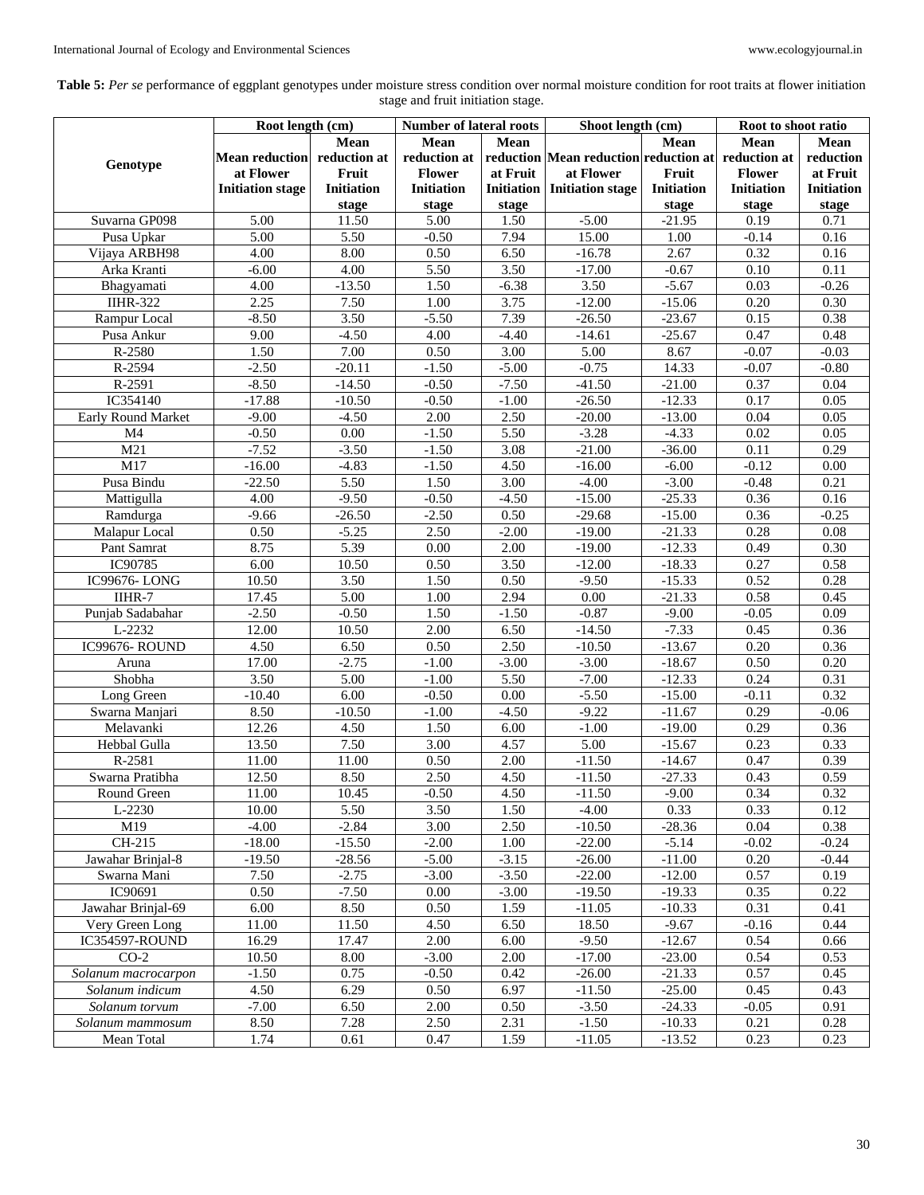**Table 5:** *Per se* performance of eggplant genotypes under moisture stress condition over normal moisture condition for root traits at flower initiation stage and fruit initiation stage.

| Genotype | Root length (cm) | | Number of lateral roots | | Shoot length (cm) | | Root to shoot ratio | |
|---|---|---|---|---|---|---|---|---|
| | Mean reduction at Flower Initiation stage | Mean reduction at Fruit Initiation stage | Mean reduction at Flower Initiation stage | Mean reduction at Fruit Initiation stage | Mean reduction at Flower Initiation stage | Mean reduction at Fruit Initiation stage | Mean reduction at Flower Initiation stage | Mean reduction at Fruit Initiation stage |
| Suvarna GP098 | 5.00 | 11.50 | 5.00 | 1.50 | -5.00 | -21.95 | 0.19 | 0.71 |
| Pusa Upkar | 5.00 | 5.50 | -0.50 | 7.94 | 15.00 | 1.00 | -0.14 | 0.16 |
| Vijaya ARBH98 | 4.00 | 8.00 | 0.50 | 6.50 | -16.78 | 2.67 | 0.32 | 0.16 |
| Arka Kranti | -6.00 | 4.00 | 5.50 | 3.50 | -17.00 | -0.67 | 0.10 | 0.11 |
| Bhagyamati | 4.00 | -13.50 | 1.50 | -6.38 | 3.50 | -5.67 | 0.03 | -0.26 |
| IIHR-322 | 2.25 | 7.50 | 1.00 | 3.75 | -12.00 | -15.06 | 0.20 | 0.30 |
| Rampur Local | -8.50 | 3.50 | -5.50 | 7.39 | -26.50 | -23.67 | 0.15 | 0.38 |
| Pusa Ankur | 9.00 | -4.50 | 4.00 | -4.40 | -14.61 | -25.67 | 0.47 | 0.48 |
| R-2580 | 1.50 | 7.00 | 0.50 | 3.00 | 5.00 | 8.67 | -0.07 | -0.03 |
| R-2594 | -2.50 | -20.11 | -1.50 | -5.00 | -0.75 | 14.33 | -0.07 | -0.80 |
| R-2591 | -8.50 | -14.50 | -0.50 | -7.50 | -41.50 | -21.00 | 0.37 | 0.04 |
| IC354140 | -17.88 | -10.50 | -0.50 | -1.00 | -26.50 | -12.33 | 0.17 | 0.05 |
| Early Round Market | -9.00 | -4.50 | 2.00 | 2.50 | -20.00 | -13.00 | 0.04 | 0.05 |
| M4 | -0.50 | 0.00 | -1.50 | 5.50 | -3.28 | -4.33 | 0.02 | 0.05 |
| M21 | -7.52 | -3.50 | -1.50 | 3.08 | -21.00 | -36.00 | 0.11 | 0.29 |
| M17 | -16.00 | -4.83 | -1.50 | 4.50 | -16.00 | -6.00 | -0.12 | 0.00 |
| Pusa Bindu | -22.50 | 5.50 | 1.50 | 3.00 | -4.00 | -3.00 | -0.48 | 0.21 |
| Mattigulla | 4.00 | -9.50 | -0.50 | -4.50 | -15.00 | -25.33 | 0.36 | 0.16 |
| Ramdurga | -9.66 | -26.50 | -2.50 | 0.50 | -29.68 | -15.00 | 0.36 | -0.25 |
| Malapur Local | 0.50 | -5.25 | 2.50 | -2.00 | -19.00 | -21.33 | 0.28 | 0.08 |
| Pant Samrat | 8.75 | 5.39 | 0.00 | 2.00 | -19.00 | -12.33 | 0.49 | 0.30 |
| IC90785 | 6.00 | 10.50 | 0.50 | 3.50 | -12.00 | -18.33 | 0.27 | 0.58 |
| IC99676- LONG | 10.50 | 3.50 | 1.50 | 0.50 | -9.50 | -15.33 | 0.52 | 0.28 |
| IIHR-7 | 17.45 | 5.00 | 1.00 | 2.94 | 0.00 | -21.33 | 0.58 | 0.45 |
| Punjab Sadabahar | -2.50 | -0.50 | 1.50 | -1.50 | -0.87 | -9.00 | -0.05 | 0.09 |
| L-2232 | 12.00 | 10.50 | 2.00 | 6.50 | -14.50 | -7.33 | 0.45 | 0.36 |
| IC99676- ROUND | 4.50 | 6.50 | 0.50 | 2.50 | -10.50 | -13.67 | 0.20 | 0.36 |
| Aruna | 17.00 | -2.75 | -1.00 | -3.00 | -3.00 | -18.67 | 0.50 | 0.20 |
| Shobha | 3.50 | 5.00 | -1.00 | 5.50 | -7.00 | -12.33 | 0.24 | 0.31 |
| Long Green | -10.40 | 6.00 | -0.50 | 0.00 | -5.50 | -15.00 | -0.11 | 0.32 |
| Swarna Manjari | 8.50 | -10.50 | -1.00 | -4.50 | -9.22 | -11.67 | 0.29 | -0.06 |
| Melavanki | 12.26 | 4.50 | 1.50 | 6.00 | -1.00 | -19.00 | 0.29 | 0.36 |
| Hebbal Gulla | 13.50 | 7.50 | 3.00 | 4.57 | 5.00 | -15.67 | 0.23 | 0.33 |
| R-2581 | 11.00 | 11.00 | 0.50 | 2.00 | -11.50 | -14.67 | 0.47 | 0.39 |
| Swarna Pratibha | 12.50 | 8.50 | 2.50 | 4.50 | -11.50 | -27.33 | 0.43 | 0.59 |
| Round Green | 11.00 | 10.45 | -0.50 | 4.50 | -11.50 | -9.00 | 0.34 | 0.32 |
| L-2230 | 10.00 | 5.50 | 3.50 | 1.50 | -4.00 | 0.33 | 0.33 | 0.12 |
| M19 | -4.00 | -2.84 | 3.00 | 2.50 | -10.50 | -28.36 | 0.04 | 0.38 |
| CH-215 | -18.00 | -15.50 | -2.00 | 1.00 | -22.00 | -5.14 | -0.02 | -0.24 |
| Jawahar Brinjal-8 | -19.50 | -28.56 | -5.00 | -3.15 | -26.00 | -11.00 | 0.20 | -0.44 |
| Swarna Mani | 7.50 | -2.75 | -3.00 | -3.50 | -22.00 | -12.00 | 0.57 | 0.19 |
| IC90691 | 0.50 | -7.50 | 0.00 | -3.00 | -19.50 | -19.33 | 0.35 | 0.22 |
| Jawahar Brinjal-69 | 6.00 | 8.50 | 0.50 | 1.59 | -11.05 | -10.33 | 0.31 | 0.41 |
| Very Green Long | 11.00 | 11.50 | 4.50 | 6.50 | 18.50 | -9.67 | -0.16 | 0.44 |
| IC354597-ROUND | 16.29 | 17.47 | 2.00 | 6.00 | -9.50 | -12.67 | 0.54 | 0.66 |
| CO-2 | 10.50 | 8.00 | -3.00 | 2.00 | -17.00 | -23.00 | 0.54 | 0.53 |
| *Solanum macrocarpon* | -1.50 | 0.75 | -0.50 | 0.42 | -26.00 | -21.33 | 0.57 | 0.45 |
| *Solanum indicum* | 4.50 | 6.29 | 0.50 | 6.97 | -11.50 | -25.00 | 0.45 | 0.43 |
| *Solanum torvum* | -7.00 | 6.50 | 2.00 | 0.50 | -3.50 | -24.33 | -0.05 | 0.91 |
| *Solanum mammosum* | 8.50 | 7.28 | 2.50 | 2.31 | -1.50 | -10.33 | 0.21 | 0.28 |
| Mean Total | 1.74 | 0.61 | 0.47 | 1.59 | -11.05 | -13.52 | 0.23 | 0.23 |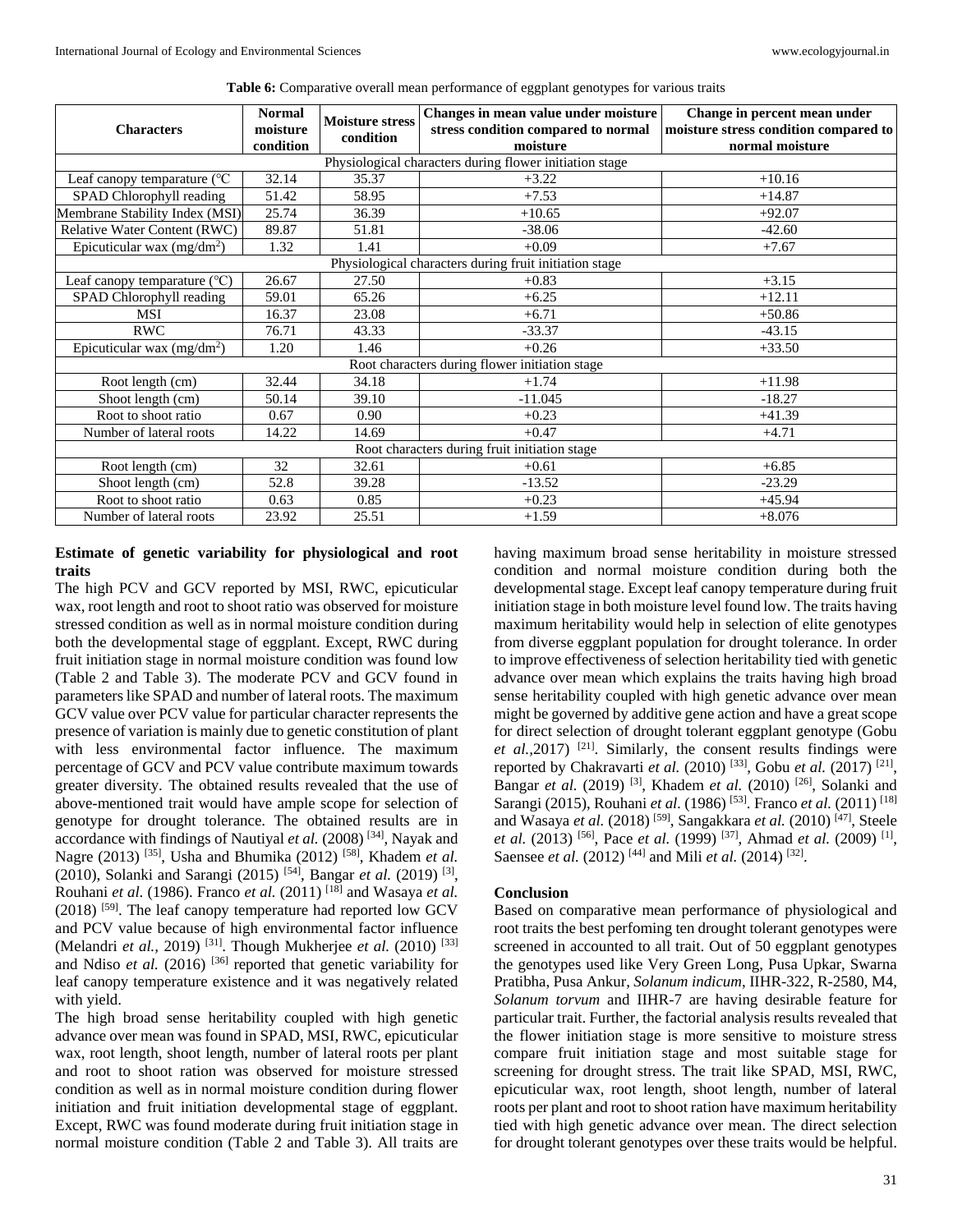**Table 6:** Comparative overall mean performance of eggplant genotypes for various traits

| Characters | Normal moisture condition | Moisture stress condition | Changes in mean value under moisture stress condition compared to normal moisture | Change in percent mean under moisture stress condition compared to normal moisture |
|---|---|---|---|---|
| Physiological characters during flower initiation stage | | | | |
| Leaf canopy temparature (°C | 32.14 | 35.37 | +3.22 | +10.16 |
| SPAD Chlorophyll reading | 51.42 | 58.95 | +7.53 | +14.87 |
| Membrane Stability Index (MSI) | 25.74 | 36.39 | +10.65 | +92.07 |
| Relative Water Content (RWC) | 89.87 | 51.81 | -38.06 | -42.60 |
| Epicuticular wax (mg/dm$^2$) | 1.32 | 1.41 | +0.09 | +7.67 |
| Physiological characters during fruit initiation stage | | | | |
| Leaf canopy temparature (°C) | 26.67 | 27.50 | +0.83 | +3.15 |
| SPAD Chlorophyll reading | 59.01 | 65.26 | +6.25 | +12.11 |
| MSI | 16.37 | 23.08 | +6.71 | +50.86 |
| RWC | 76.71 | 43.33 | -33.37 | -43.15 |
| Epicuticular wax (mg/dm$^2$) | 1.20 | 1.46 | +0.26 | +33.50 |
| Root characters during flower initiation stage | | | | |
| Root length (cm) | 32.44 | 34.18 | +1.74 | +11.98 |
| Shoot length (cm) | 50.14 | 39.10 | -11.045 | -18.27 |
| Root to shoot ratio | 0.67 | 0.90 | +0.23 | +41.39 |
| Number of lateral roots | 14.22 | 14.69 | +0.47 | +4.71 |
| Root characters during fruit initiation stage | | | | |
| Root length (cm) | 32 | 32.61 | +0.61 | +6.85 |
| Shoot length (cm) | 52.8 | 39.28 | -13.52 | -23.29 |
| Root to shoot ratio | 0.63 | 0.85 | +0.23 | +45.94 |
| Number of lateral roots | 23.92 | 25.51 | +1.59 | +8.076 |

**Estimate of genetic variability for physiological and root traits**

The high PCV and GCV reported by MSI, RWC, epicuticular wax, root length and root to shoot ratio was observed for moisture stressed condition as well as in normal moisture condition during both the developmental stage of eggplant. Except, RWC during fruit initiation stage in normal moisture condition was found low (Table 2 and Table 3). The moderate PCV and GCV found in parameters like SPAD and number of lateral roots. The maximum GCV value over PCV value for particular character represents the presence of variation is mainly due to genetic constitution of plant with less environmental factor influence. The maximum percentage of GCV and PCV value contribute maximum towards greater diversity. The obtained results revealed that the use of above-mentioned trait would have ample scope for selection of genotype for drought tolerance. The obtained results are in accordance with findings of Nautiyal *et al.* (2008) [34], Nayak and Nagre (2013) [35], Usha and Bhumika (2012) [58], Khadem *et al.* (2010), Solanki and Sarangi (2015) [54], Bangar *et al.* (2019) [3], Rouhani *et al.* (1986). Franco *et al.* (2011) [18] and Wasaya *et al.* (2018) [59]. The leaf canopy temperature had reported low GCV and PCV value because of high environmental factor influence (Melandri *et al.,* 2019) [31]. Though Mukherjee *et al.* (2010) [33] and Ndiso *et al.* (2016) [36] reported that genetic variability for leaf canopy temperature existence and it was negatively related with yield.

The high broad sense heritability coupled with high genetic advance over mean was found in SPAD, MSI, RWC, epicuticular wax, root length, shoot length, number of lateral roots per plant and root to shoot ration was observed for moisture stressed condition as well as in normal moisture condition during flower initiation and fruit initiation developmental stage of eggplant. Except, RWC was found moderate during fruit initiation stage in normal moisture condition (Table 2 and Table 3). All traits are having maximum broad sense heritability in moisture stressed condition and normal moisture condition during both the developmental stage. Except leaf canopy temperature during fruit initiation stage in both moisture level found low. The traits having maximum heritability would help in selection of elite genotypes from diverse eggplant population for drought tolerance. In order to improve effectiveness of selection heritability tied with genetic advance over mean which explains the traits having high broad sense heritability coupled with high genetic advance over mean might be governed by additive gene action and have a great scope for direct selection of drought tolerant eggplant genotype (Gobu *et al.,*2017) [21]. Similarly, the consent results findings were reported by Chakravarti *et al.* (2010) [33], Gobu *et al.* (2017) [21], Bangar *et al.* (2019) [3], Khadem *et al.* (2010) [26], Solanki and Sarangi (2015), Rouhani *et al.* (1986) [53]. Franco *et al.* (2011) [18] and Wasaya *et al.* (2018) [59], Sangakkara *et al.* (2010) [47], Steele *et al.* (2013) [56], Pace *et al.* (1999) [37], Ahmad *et al.* (2009) [1], Saensee *et al.* (2012) [44] and Mili *et al.* (2014) [32].

**Conclusion**

Based on comparative mean performance of physiological and root traits the best perfoming ten drought tolerant genotypes were screened in accounted to all trait. Out of 50 eggplant genotypes the genotypes used like Very Green Long, Pusa Upkar, Swarna Pratibha, Pusa Ankur, *Solanum indicum*, IIHR-322, R-2580, M4, *Solanum torvum* and IIHR-7 are having desirable feature for particular trait. Further, the factorial analysis results revealed that the flower initiation stage is more sensitive to moisture stress compare fruit initiation stage and most suitable stage for screening for drought stress. The trait like SPAD, MSI, RWC, epicuticular wax, root length, shoot length, number of lateral roots per plant and root to shoot ration have maximum heritability tied with high genetic advance over mean. The direct selection for drought tolerant genotypes over these traits would be helpful.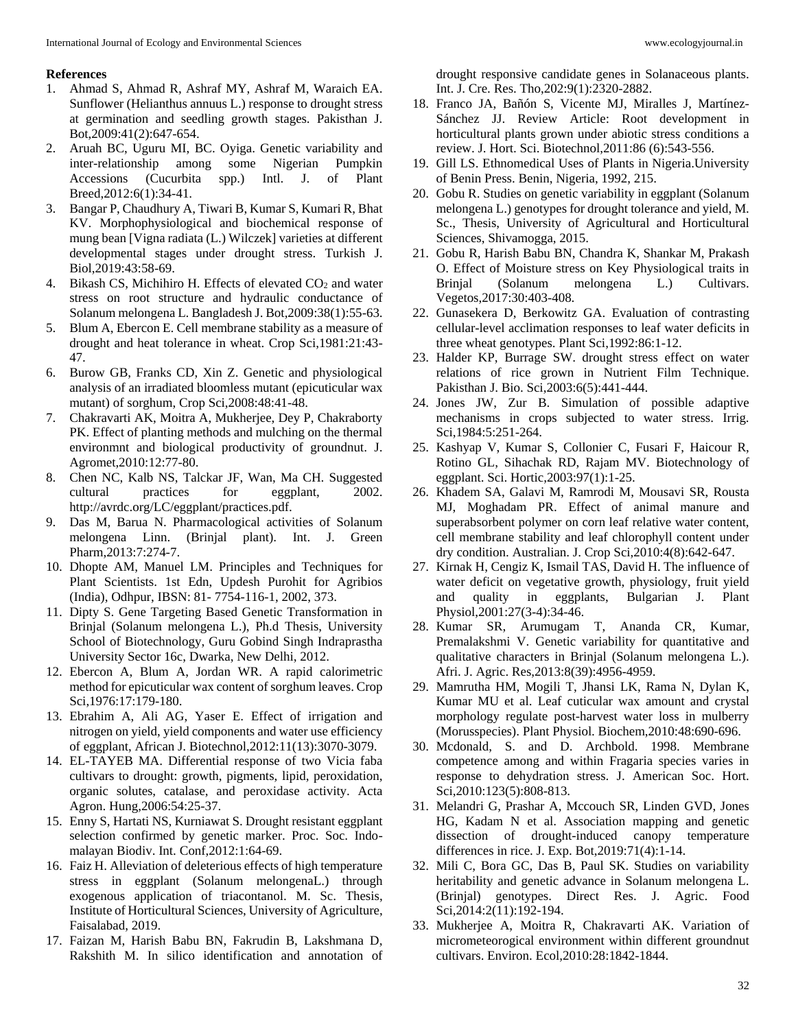**References**

1. Ahmad S, Ahmad R, Ashraf MY, Ashraf M, Waraich EA. Sunflower (Helianthus annuus L.) response to drought stress at germination and seedling growth stages. Pakisthan J. Bot,2009:41(2):647-654.
2. Aruah BC, Uguru MI, BC. Oyiga. Genetic variability and inter-relationship among some Nigerian Pumpkin Accessions (Cucurbita spp.) Intl. J. of Plant Breed,2012:6(1):34-41.
3. Bangar P, Chaudhury A, Tiwari B, Kumar S, Kumari R, Bhat KV. Morphophysiological and biochemical response of mung bean [Vigna radiata (L.) Wilczek] varieties at different developmental stages under drought stress. Turkish J. Biol,2019:43:58-69.
4. Bikash CS, Michihiro H. Effects of elevated $CO_2$ and water stress on root structure and hydraulic conductance of Solanum melongena L. Bangladesh J. Bot,2009:38(1):55-63.
5. Blum A, Ebercon E. Cell membrane stability as a measure of drought and heat tolerance in wheat. Crop Sci,1981:21:43-47.
6. Burow GB, Franks CD, Xin Z. Genetic and physiological analysis of an irradiated bloomless mutant (epicuticular wax mutant) of sorghum, Crop Sci,2008:48:41-48.
7. Chakravarti AK, Moitra A, Mukherjee, Dey P, Chakraborty PK. Effect of planting methods and mulching on the thermal environmnt and biological productivity of groundnut. J. Agromet,2010:12:77-80.
8. Chen NC, Kalb NS, Talckar JF, Wan, Ma CH. Suggested cultural practices for eggplant, 2002. http://avrdc.org/LC/eggplant/practices.pdf.
9. Das M, Barua N. Pharmacological activities of Solanum melongena Linn. (Brinjal plant). Int. J. Green Pharm,2013:7:274-7.
10. Dhopte AM, Manuel LM. Principles and Techniques for Plant Scientists. 1st Edn, Updesh Purohit for Agribios (India), Odhpur, IBSN: 81- 7754-116-1, 2002, 373.
11. Dipty S. Gene Targeting Based Genetic Transformation in Brinjal (Solanum melongena L.), Ph.d Thesis, University School of Biotechnology, Guru Gobind Singh Indraprastha University Sector 16c, Dwarka, New Delhi, 2012.
12. Ebercon A, Blum A, Jordan WR. A rapid calorimetric method for epicuticular wax content of sorghum leaves. Crop Sci,1976:17:179-180.
13. Ebrahim A, Ali AG, Yaser E. Effect of irrigation and nitrogen on yield, yield components and water use efficiency of eggplant, African J. Biotechnol,2012:11(13):3070-3079.
14. EL-TAYEB MA. Differential response of two Vicia faba cultivars to drought: growth, pigments, lipid, peroxidation, organic solutes, catalase, and peroxidase activity. Acta Agron. Hung,2006:54:25-37.
15. Enny S, Hartati NS, Kurniawat S. Drought resistant eggplant selection confirmed by genetic marker. Proc. Soc. Indo-malayan Biodiv. Int. Conf,2012:1:64-69.
16. Faiz H. Alleviation of deleterious effects of high temperature stress in eggplant (Solanum melongenaL.) through exogenous application of triacontanol. M. Sc. Thesis, Institute of Horticultural Sciences, University of Agriculture, Faisalabad, 2019.
17. Faizan M, Harish Babu BN, Fakrudin B, Lakshmana D, Rakshith M. In silico identification and annotation of drought responsive candidate genes in Solanaceous plants. Int. J. Cre. Res. Tho,202:9(1):2320-2882.
18. Franco JA, Bañón S, Vicente MJ, Miralles J, Martínez-Sánchez JJ. Review Article: Root development in horticultural plants grown under abiotic stress conditions a review. J. Hort. Sci. Biotechnol,2011:86 (6):543-556.
19. Gill LS. Ethnomedical Uses of Plants in Nigeria.University of Benin Press. Benin, Nigeria, 1992, 215.
20. Gobu R. Studies on genetic variability in eggplant (Solanum melongena L.) genotypes for drought tolerance and yield, M. Sc., Thesis, University of Agricultural and Horticultural Sciences, Shivamogga, 2015.
21. Gobu R, Harish Babu BN, Chandra K, Shankar M, Prakash O. Effect of Moisture stress on Key Physiological traits in Brinjal (Solanum melongena L.) Cultivars. Vegetos,2017:30:403-408.
22. Gunasekera D, Berkowitz GA. Evaluation of contrasting cellular-level acclimation responses to leaf water deficits in three wheat genotypes. Plant Sci,1992:86:1-12.
23. Halder KP, Burrage SW. drought stress effect on water relations of rice grown in Nutrient Film Technique. Pakisthan J. Bio. Sci,2003:6(5):441-444.
24. Jones JW, Zur B. Simulation of possible adaptive mechanisms in crops subjected to water stress. Irrig. Sci,1984:5:251-264.
25. Kashyap V, Kumar S, Collonier C, Fusari F, Haicour R, Rotino GL, Sihachak RD, Rajam MV. Biotechnology of eggplant. Sci. Hortic,2003:97(1):1-25.
26. Khadem SA, Galavi M, Ramrodi M, Mousavi SR, Rousta MJ, Moghadam PR. Effect of animal manure and superabsorbent polymer on corn leaf relative water content, cell membrane stability and leaf chlorophyll content under dry condition. Australian. J. Crop Sci,2010:4(8):642-647.
27. Kirnak H, Cengiz K, Ismail TAS, David H. The influence of water deficit on vegetative growth, physiology, fruit yield and quality in eggplants, Bulgarian J. Plant Physiol,2001:27(3-4):34-46.
28. Kumar SR, Arumugam T, Ananda CR, Kumar, Premalakshmi V. Genetic variability for quantitative and qualitative characters in Brinjal (Solanum melongena L.). Afri. J. Agric. Res,2013:8(39):4956-4959.
29. Mamrutha HM, Mogili T, Jhansi LK, Rama N, Dylan K, Kumar MU et al. Leaf cuticular wax amount and crystal morphology regulate post-harvest water loss in mulberry (Morusspecies). Plant Physiol. Biochem,2010:48:690-696.
30. Mcdonald, S. and D. Archbold. 1998. Membrane competence among and within Fragaria species varies in response to dehydration stress. J. American Soc. Hort. Sci,2010:123(5):808-813.
31. Melandri G, Prashar A, Mccouch SR, Linden GVD, Jones HG, Kadam N et al. Association mapping and genetic dissection of drought-induced canopy temperature differences in rice. J. Exp. Bot,2019:71(4):1-14.
32. Mili C, Bora GC, Das B, Paul SK. Studies on variability heritability and genetic advance in Solanum melongena L. (Brinjal) genotypes. Direct Res. J. Agric. Food Sci,2014:2(11):192-194.
33. Mukherjee A, Moitra R, Chakravarti AK. Variation of micrometeorological environment within different groundnut cultivars. Environ. Ecol,2010:28:1842-1844.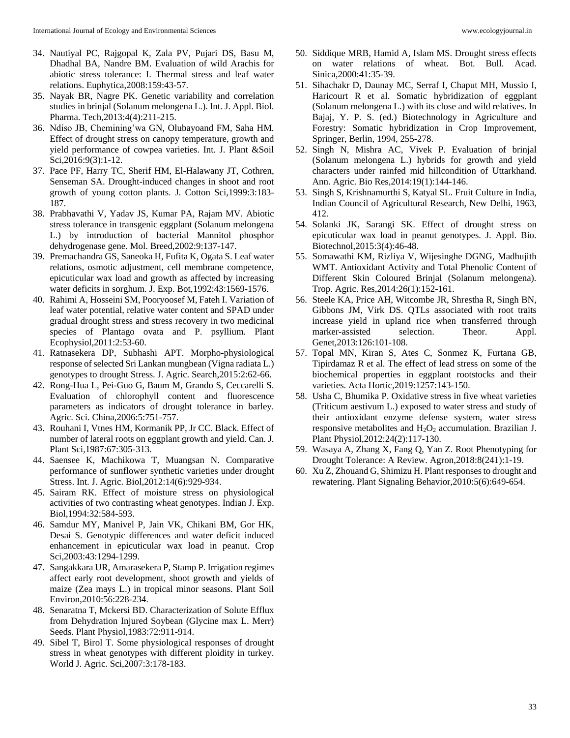34. Nautiyal PC, Rajgopal K, Zala PV, Pujari DS, Basu M, Dhadhal BA, Nandre BM. Evaluation of wild Arachis for abiotic stress tolerance: I. Thermal stress and leaf water relations. Euphytica,2008:159:43-57.
35. Nayak BR, Nagre PK. Genetic variability and correlation studies in brinjal (Solanum melongena L.). Int. J. Appl. Biol. Pharma. Tech,2013:4(4):211-215.
36. Ndiso JB, Chemining'wa GN, Olubayoand FM, Saha HM. Effect of drought stress on canopy temperature, growth and yield performance of cowpea varieties. Int. J. Plant &Soil Sci,2016:9(3):1-12.
37. Pace PF, Harry TC, Sherif HM, El-Halawany JT, Cothren, Senseman SA. Drought-induced changes in shoot and root growth of young cotton plants. J. Cotton Sci,1999:3:183-187.
38. Prabhavathi V, Yadav JS, Kumar PA, Rajam MV. Abiotic stress tolerance in transgenic eggplant (Solanum melongena L.) by introduction of bacterial Mannitol phosphor dehydrogenase gene. Mol. Breed,2002:9:137-147.
39. Premachandra GS, Saneoka H, Fufita K, Ogata S. Leaf water relations, osmotic adjustment, cell membrane competence, epicuticular wax load and growth as affected by increasing water deficits in sorghum. J. Exp. Bot,1992:43:1569-1576.
40. Rahimi A, Hosseini SM, Pooryoosef M, Fateh I. Variation of leaf water potential, relative water content and SPAD under gradual drought stress and stress recovery in two medicinal species of Plantago ovata and P. psyllium. Plant Ecophysiol,2011:2:53-60.
41. Ratnasekera DP, Subhashi APT. Morpho-physiological response of selected Sri Lankan mungbean (Vigna radiata L.) genotypes to drought Stress. J. Agric. Search,2015:2:62-66.
42. Rong-Hua L, Pei-Guo G, Baum M, Grando S, Ceccarelli S. Evaluation of chlorophyll content and fluorescence parameters as indicators of drought tolerance in barley. Agric. Sci. China,2006:5:751-757.
43. Rouhani I, Vtnes HM, Kormanik PP, Jr CC. Black. Effect of number of lateral roots on eggplant growth and yield. Can. J. Plant Sci,1987:67:305-313.
44. Saensee K, Machikowa T, Muangsan N. Comparative performance of sunflower synthetic varieties under drought Stress. Int. J. Agric. Biol,2012:14(6):929-934.
45. Sairam RK. Effect of moisture stress on physiological activities of two contrasting wheat genotypes. Indian J. Exp. Biol,1994:32:584-593.
46. Samdur MY, Manivel P, Jain VK, Chikani BM, Gor HK, Desai S. Genotypic differences and water deficit induced enhancement in epicuticular wax load in peanut. Crop Sci,2003:43:1294-1299.
47. Sangakkara UR, Amarasekera P, Stamp P. Irrigation regimes affect early root development, shoot growth and yields of maize (Zea mays L.) in tropical minor seasons. Plant Soil Environ,2010:56:228-234.
48. Senaratna T, Mckersi BD. Characterization of Solute Efflux from Dehydration Injured Soybean (Glycine max L. Merr) Seeds. Plant Physiol,1983:72:911-914.
49. Sibel T, Birol T. Some physiological responses of drought stress in wheat genotypes with different ploidity in turkey. World J. Agric. Sci,2007:3:178-183.
50. Siddique MRB, Hamid A, Islam MS. Drought stress effects on water relations of wheat. Bot. Bull. Acad. Sinica,2000:41:35-39.
51. Sihachakr D, Daunay MC, Serraf I, Chaput MH, Mussio I, Haricourt R et al. Somatic hybridization of eggplant (Solanum melongena L.) with its close and wild relatives. In Bajaj, Y. P. S. (ed.) Biotechnology in Agriculture and Forestry: Somatic hybridization in Crop Improvement, Springer, Berlin, 1994, 255-278.
52. Singh N, Mishra AC, Vivek P. Evaluation of brinjal (Solanum melongena L.) hybrids for growth and yield characters under rainfed mid hillcondition of Uttarkhand. Ann. Agric. Bio Res,2014:19(1):144-146.
53. Singh S, Krishnamurthi S, Katyal SL. Fruit Culture in India, Indian Council of Agricultural Research, New Delhi, 1963, 412.
54. Solanki JK, Sarangi SK. Effect of drought stress on epicuticular wax load in peanut genotypes. J. Appl. Bio. Biotechnol,2015:3(4):46-48.
55. Somawathi KM, Rizliya V, Wijesinghe DGNG, Madhujith WMT. Antioxidant Activity and Total Phenolic Content of Different Skin Coloured Brinjal (Solanum melongena). Trop. Agric. Res,2014:26(1):152-161.
56. Steele KA, Price AH, Witcombe JR, Shrestha R, Singh BN, Gibbons JM, Virk DS. QTLs associated with root traits increase yield in upland rice when transferred through marker-assisted selection. Theor. Appl. Genet,2013:126:101-108.
57. Topal MN, Kiran S, Ates C, Sonmez K, Furtana GB, Tipirdamaz R et al. The effect of lead stress on some of the biochemical properties in eggplant rootstocks and their varieties. Acta Hortic,2019:1257:143-150.
58. Usha C, Bhumika P. Oxidative stress in five wheat varieties (Triticum aestivum L.) exposed to water stress and study of their antioxidant enzyme defense system, water stress responsive metabolites and $H_2O_2$ accumulation. Brazilian J. Plant Physiol,2012:24(2):117-130.
59. Wasaya A, Zhang X, Fang Q, Yan Z. Root Phenotyping for Drought Tolerance: A Review. Agron,2018:8(241):1-19.
60. Xu Z, Zhouand G, Shimizu H. Plant responses to drought and rewatering. Plant Signaling Behavior,2010:5(6):649-654.